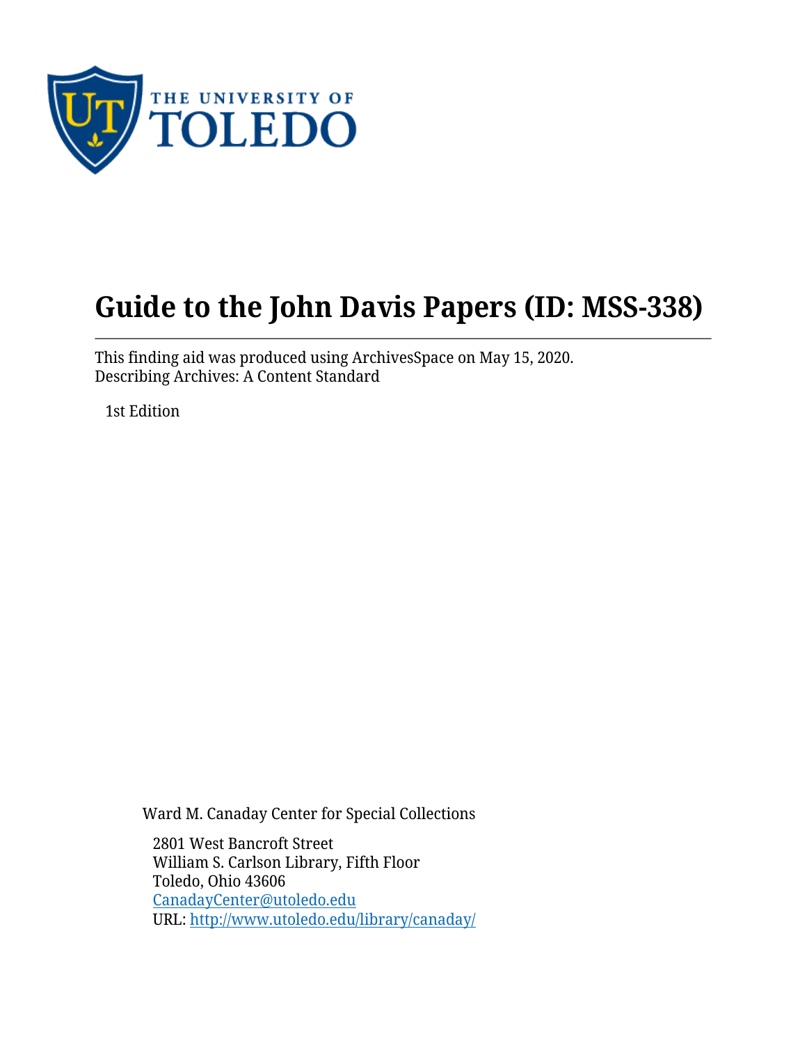THE UNIVERSITY OF TOLEDO

# Guide to the John Davis Papers (ID: MSS-338)

This finding aid was produced using ArchivesSpace on May 15, 2020.
Describing Archives: A Content Standard

1st Edition

Ward M. Canaday Center for Special Collections

2801 West Bancroft Street
William S. Carlson Library, Fifth Floor
Toledo, Ohio 43606
[CanadayCenter@utoledo.edu](mailto:CanadayCenter@utoledo.edu)
URL: [http://www.utoledo.edu/library/canaday/](http://www.utoledo.edu/library/canaday/)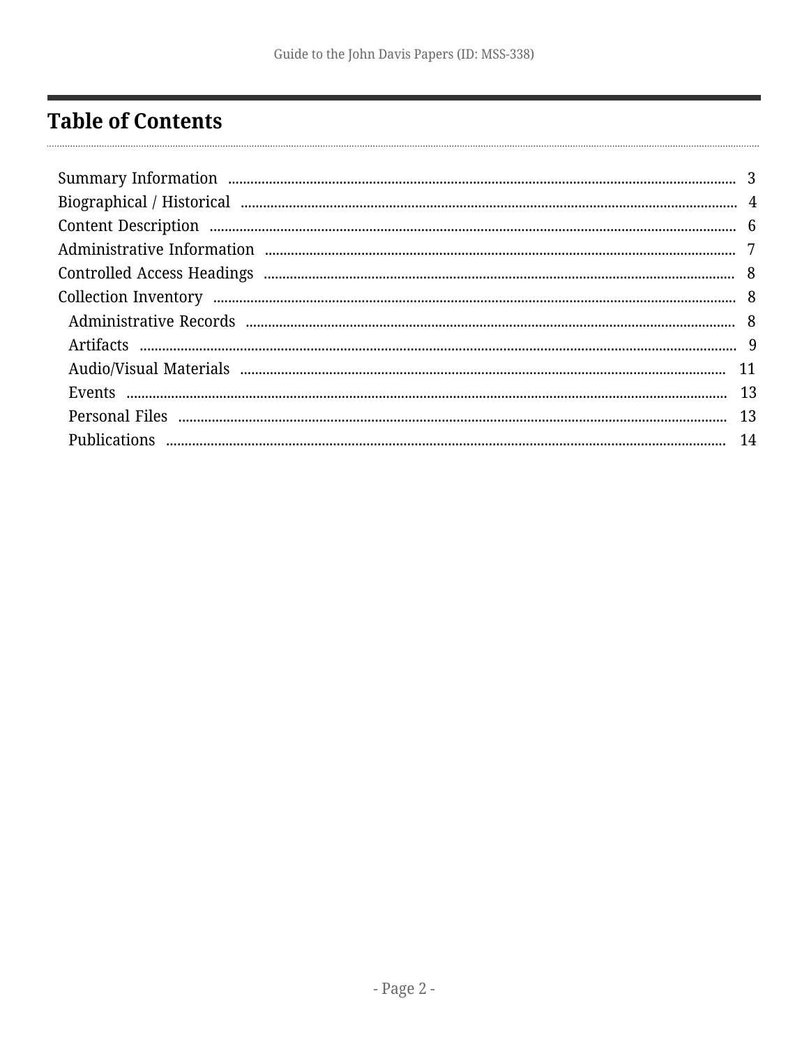# Table of Contents

- Summary Information ..... 3
- Biographical / Historical ..... 4
- Content Description ..... 6
- Administrative Information ..... 7
- Controlled Access Headings ..... 8
- Collection Inventory ..... 8
  - Administrative Records ..... 8
  - Artifacts ..... 9
  - Audio/Visual Materials ..... 11
  - Events ..... 13
  - Personal Files ..... 13
  - Publications ..... 14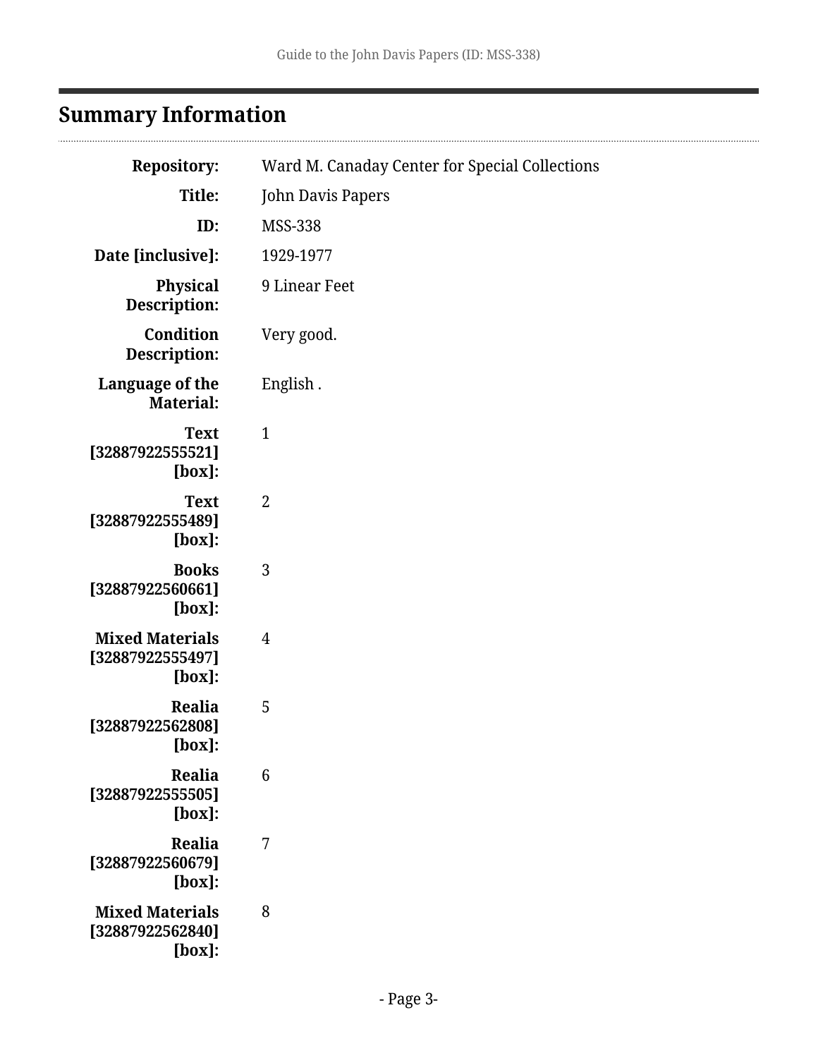## Summary Information

| | |
|---|---|
| **Repository:** | Ward M. Canaday Center for Special Collections |
| **Title:** | John Davis Papers |
| **ID:** | MSS-338 |
| **Date [inclusive]:** | 1929-1977 |
| **Physical Description:** | 9 Linear Feet |
| **Condition Description:** | Very good. |
| **Language of the Material:** | English . |
| **Text [32887922555521] [box]:** | 1 |
| **Text [32887922555489] [box]:** | 2 |
| **Books [32887922560661] [box]:** | 3 |
| **Mixed Materials [32887922555497] [box]:** | 4 |
| **Realia [32887922562808] [box]:** | 5 |
| **Realia [32887922555505] [box]:** | 6 |
| **Realia [32887922560679] [box]:** | 7 |
| **Mixed Materials [32887922562840] [box]:** | 8 |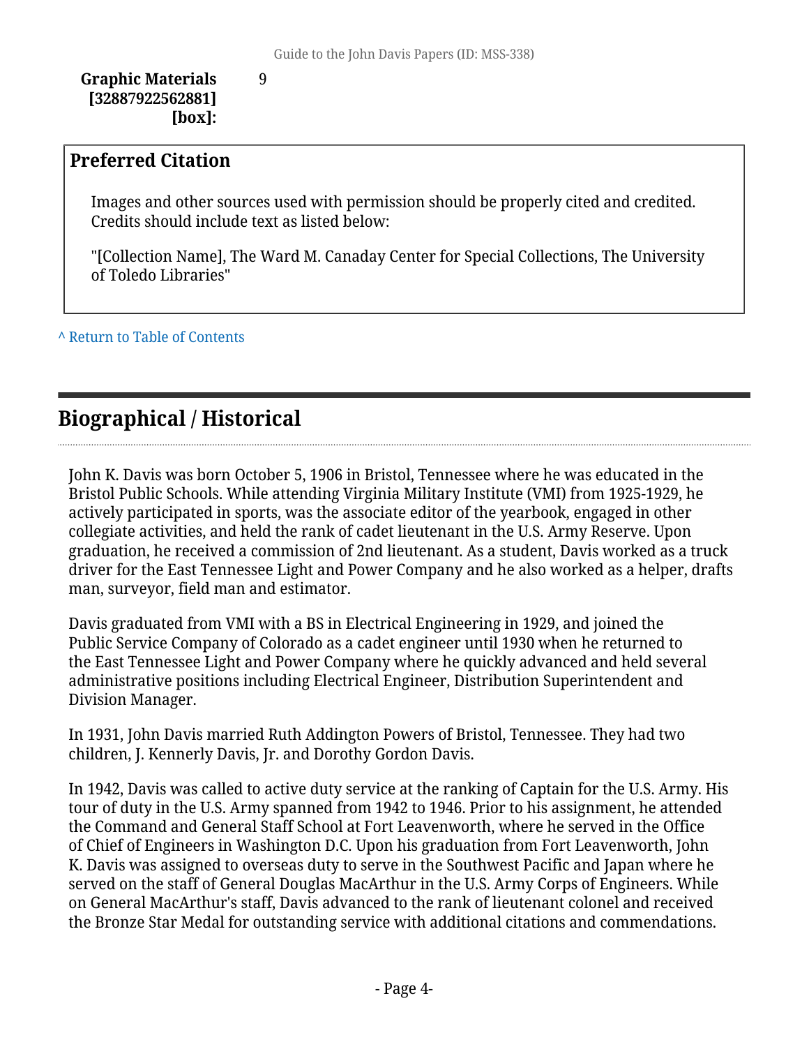**Graphic Materials [32887922562881] [box]:** 9

## Preferred Citation

Images and other sources used with permission should be properly cited and credited. Credits should include text as listed below:

"[Collection Name], The Ward M. Canaday Center for Special Collections, The University of Toledo Libraries"

^ Return to Table of Contents

## Biographical / Historical

John K. Davis was born October 5, 1906 in Bristol, Tennessee where he was educated in the Bristol Public Schools. While attending Virginia Military Institute (VMI) from 1925-1929, he actively participated in sports, was the associate editor of the yearbook, engaged in other collegiate activities, and held the rank of cadet lieutenant in the U.S. Army Reserve. Upon graduation, he received a commission of 2nd lieutenant. As a student, Davis worked as a truck driver for the East Tennessee Light and Power Company and he also worked as a helper, drafts man, surveyor, field man and estimator.

Davis graduated from VMI with a BS in Electrical Engineering in 1929, and joined the Public Service Company of Colorado as a cadet engineer until 1930 when he returned to the East Tennessee Light and Power Company where he quickly advanced and held several administrative positions including Electrical Engineer, Distribution Superintendent and Division Manager.

In 1931, John Davis married Ruth Addington Powers of Bristol, Tennessee. They had two children, J. Kennerly Davis, Jr. and Dorothy Gordon Davis.

In 1942, Davis was called to active duty service at the ranking of Captain for the U.S. Army. His tour of duty in the U.S. Army spanned from 1942 to 1946. Prior to his assignment, he attended the Command and General Staff School at Fort Leavenworth, where he served in the Office of Chief of Engineers in Washington D.C. Upon his graduation from Fort Leavenworth, John K. Davis was assigned to overseas duty to serve in the Southwest Pacific and Japan where he served on the staff of General Douglas MacArthur in the U.S. Army Corps of Engineers. While on General MacArthur's staff, Davis advanced to the rank of lieutenant colonel and received the Bronze Star Medal for outstanding service with additional citations and commendations.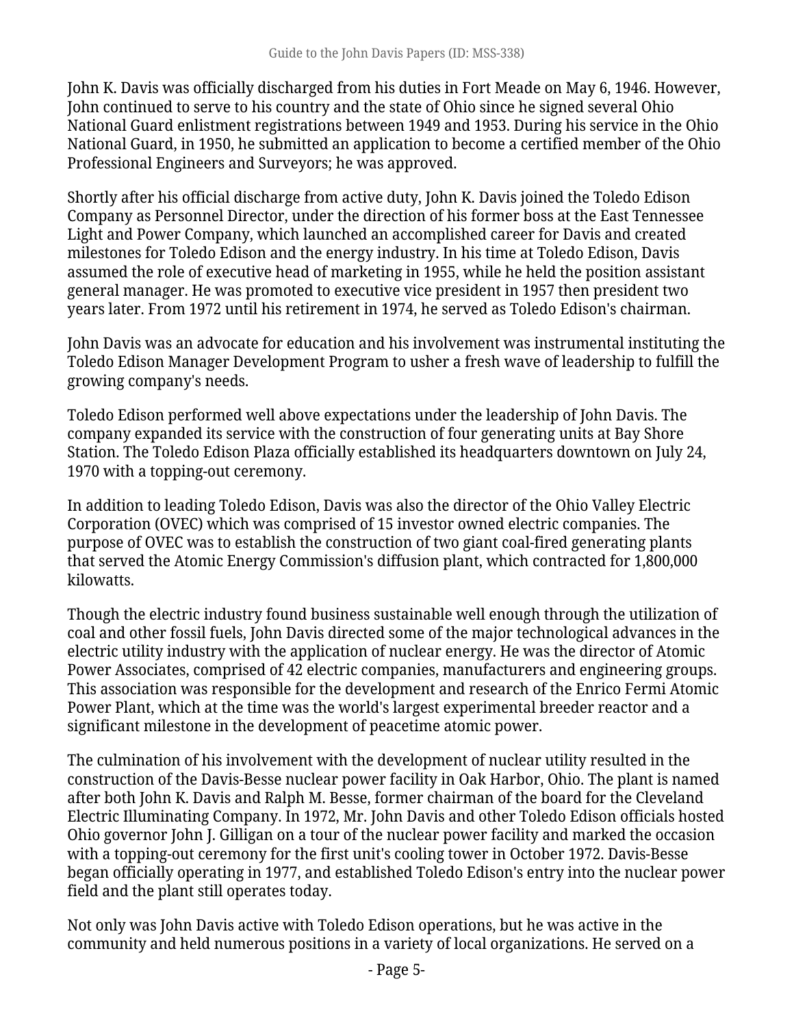John K. Davis was officially discharged from his duties in Fort Meade on May 6, 1946. However, John continued to serve to his country and the state of Ohio since he signed several Ohio National Guard enlistment registrations between 1949 and 1953. During his service in the Ohio National Guard, in 1950, he submitted an application to become a certified member of the Ohio Professional Engineers and Surveyors; he was approved.

Shortly after his official discharge from active duty, John K. Davis joined the Toledo Edison Company as Personnel Director, under the direction of his former boss at the East Tennessee Light and Power Company, which launched an accomplished career for Davis and created milestones for Toledo Edison and the energy industry. In his time at Toledo Edison, Davis assumed the role of executive head of marketing in 1955, while he held the position assistant general manager. He was promoted to executive vice president in 1957 then president two years later. From 1972 until his retirement in 1974, he served as Toledo Edison's chairman.

John Davis was an advocate for education and his involvement was instrumental instituting the Toledo Edison Manager Development Program to usher a fresh wave of leadership to fulfill the growing company's needs.

Toledo Edison performed well above expectations under the leadership of John Davis. The company expanded its service with the construction of four generating units at Bay Shore Station. The Toledo Edison Plaza officially established its headquarters downtown on July 24, 1970 with a topping-out ceremony.

In addition to leading Toledo Edison, Davis was also the director of the Ohio Valley Electric Corporation (OVEC) which was comprised of 15 investor owned electric companies. The purpose of OVEC was to establish the construction of two giant coal-fired generating plants that served the Atomic Energy Commission's diffusion plant, which contracted for 1,800,000 kilowatts.

Though the electric industry found business sustainable well enough through the utilization of coal and other fossil fuels, John Davis directed some of the major technological advances in the electric utility industry with the application of nuclear energy. He was the director of Atomic Power Associates, comprised of 42 electric companies, manufacturers and engineering groups. This association was responsible for the development and research of the Enrico Fermi Atomic Power Plant, which at the time was the world's largest experimental breeder reactor and a significant milestone in the development of peacetime atomic power.

The culmination of his involvement with the development of nuclear utility resulted in the construction of the Davis-Besse nuclear power facility in Oak Harbor, Ohio. The plant is named after both John K. Davis and Ralph M. Besse, former chairman of the board for the Cleveland Electric Illuminating Company. In 1972, Mr. John Davis and other Toledo Edison officials hosted Ohio governor John J. Gilligan on a tour of the nuclear power facility and marked the occasion with a topping-out ceremony for the first unit's cooling tower in October 1972. Davis-Besse began officially operating in 1977, and established Toledo Edison's entry into the nuclear power field and the plant still operates today.

Not only was John Davis active with Toledo Edison operations, but he was active in the community and held numerous positions in a variety of local organizations. He served on a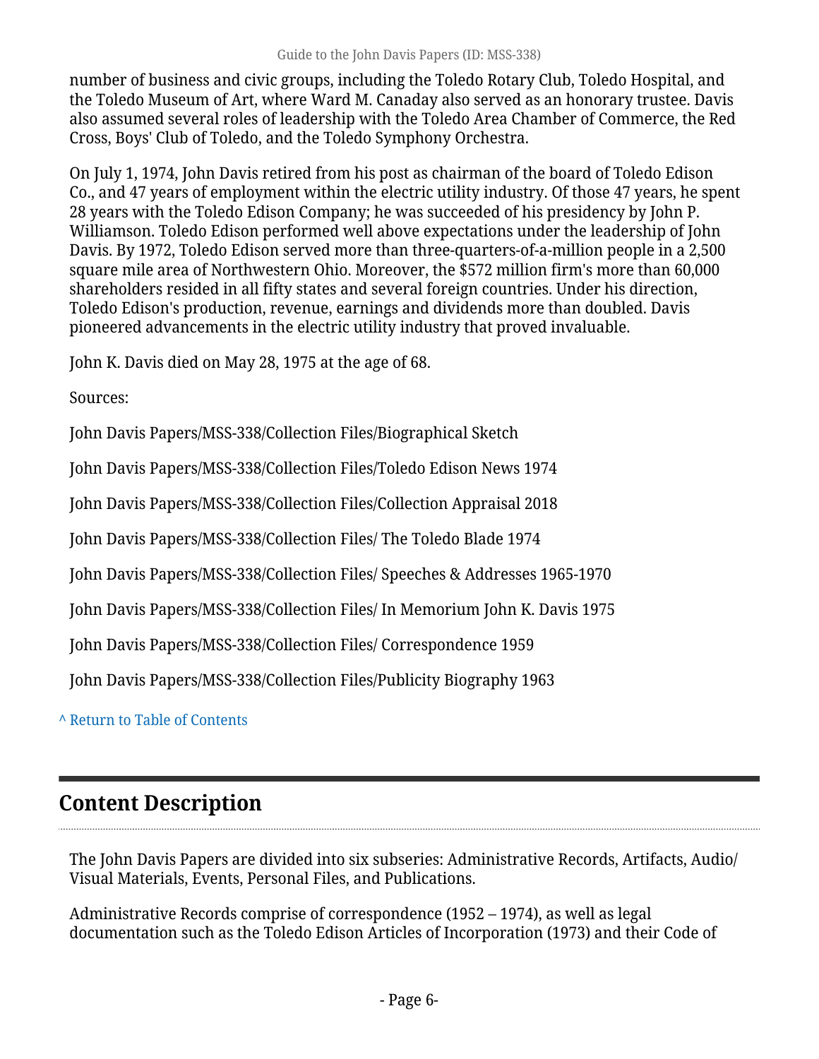number of business and civic groups, including the Toledo Rotary Club, Toledo Hospital, and the Toledo Museum of Art, where Ward M. Canaday also served as an honorary trustee. Davis also assumed several roles of leadership with the Toledo Area Chamber of Commerce, the Red Cross, Boys' Club of Toledo, and the Toledo Symphony Orchestra.

On July 1, 1974, John Davis retired from his post as chairman of the board of Toledo Edison Co., and 47 years of employment within the electric utility industry. Of those 47 years, he spent 28 years with the Toledo Edison Company; he was succeeded of his presidency by John P. Williamson. Toledo Edison performed well above expectations under the leadership of John Davis. By 1972, Toledo Edison served more than three-quarters-of-a-million people in a 2,500 square mile area of Northwestern Ohio. Moreover, the $572 million firm's more than 60,000 shareholders resided in all fifty states and several foreign countries. Under his direction, Toledo Edison's production, revenue, earnings and dividends more than doubled. Davis pioneered advancements in the electric utility industry that proved invaluable.

John K. Davis died on May 28, 1975 at the age of 68.

Sources:

John Davis Papers/MSS-338/Collection Files/Biographical Sketch

John Davis Papers/MSS-338/Collection Files/Toledo Edison News 1974

John Davis Papers/MSS-338/Collection Files/Collection Appraisal 2018

John Davis Papers/MSS-338/Collection Files/ The Toledo Blade 1974

John Davis Papers/MSS-338/Collection Files/ Speeches & Addresses 1965-1970

John Davis Papers/MSS-338/Collection Files/ In Memorium John K. Davis 1975

John Davis Papers/MSS-338/Collection Files/ Correspondence 1959

John Davis Papers/MSS-338/Collection Files/Publicity Biography 1963

^ Return to Table of Contents

## Content Description

The John Davis Papers are divided into six subseries: Administrative Records, Artifacts, Audio/ Visual Materials, Events, Personal Files, and Publications.

Administrative Records comprise of correspondence (1952 – 1974), as well as legal documentation such as the Toledo Edison Articles of Incorporation (1973) and their Code of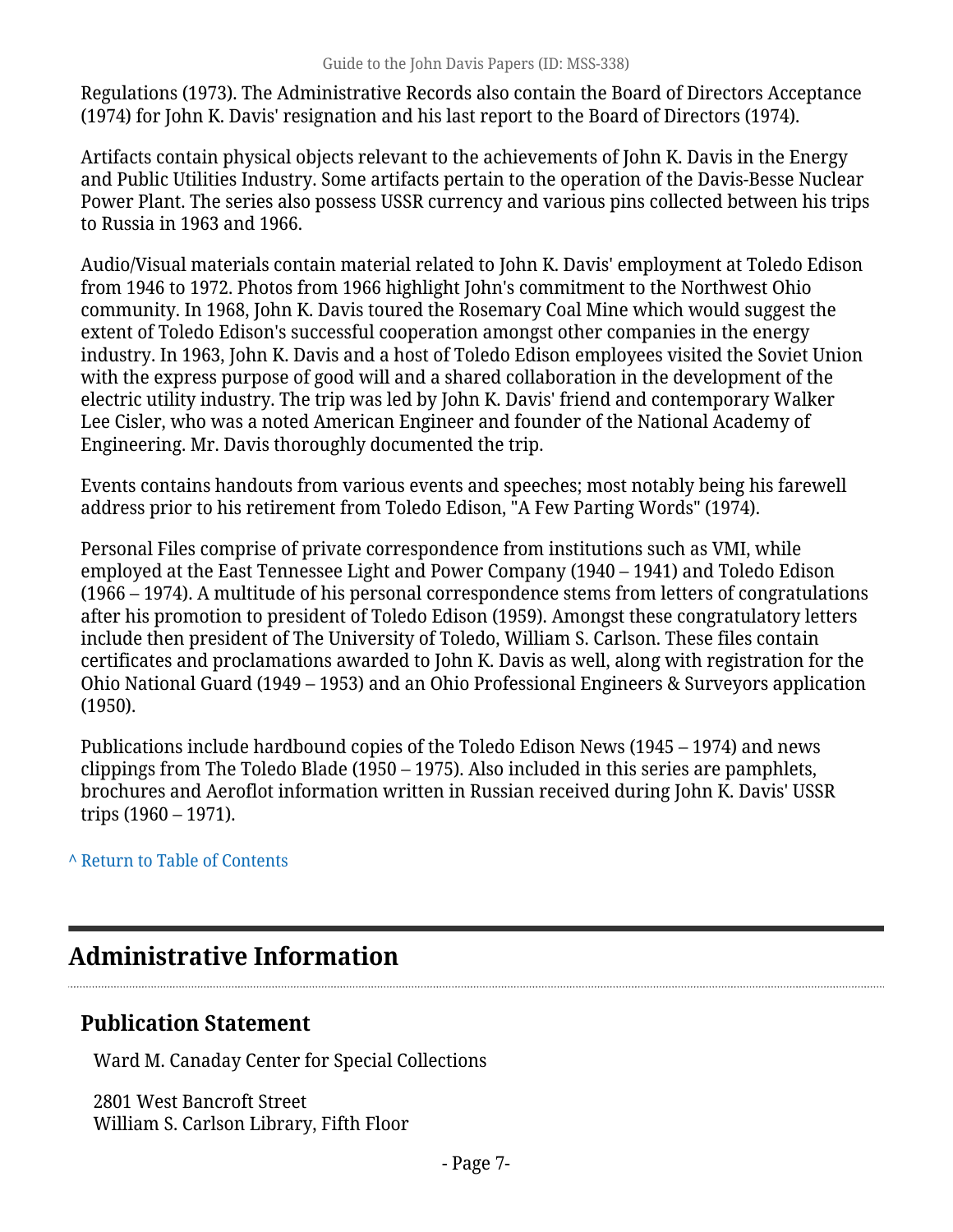Regulations (1973). The Administrative Records also contain the Board of Directors Acceptance (1974) for John K. Davis' resignation and his last report to the Board of Directors (1974).

Artifacts contain physical objects relevant to the achievements of John K. Davis in the Energy and Public Utilities Industry. Some artifacts pertain to the operation of the Davis-Besse Nuclear Power Plant. The series also possess USSR currency and various pins collected between his trips to Russia in 1963 and 1966.

Audio/Visual materials contain material related to John K. Davis' employment at Toledo Edison from 1946 to 1972. Photos from 1966 highlight John's commitment to the Northwest Ohio community. In 1968, John K. Davis toured the Rosemary Coal Mine which would suggest the extent of Toledo Edison's successful cooperation amongst other companies in the energy industry. In 1963, John K. Davis and a host of Toledo Edison employees visited the Soviet Union with the express purpose of good will and a shared collaboration in the development of the electric utility industry. The trip was led by John K. Davis' friend and contemporary Walker Lee Cisler, who was a noted American Engineer and founder of the National Academy of Engineering. Mr. Davis thoroughly documented the trip.

Events contains handouts from various events and speeches; most notably being his farewell address prior to his retirement from Toledo Edison, "A Few Parting Words" (1974).

Personal Files comprise of private correspondence from institutions such as VMI, while employed at the East Tennessee Light and Power Company (1940 – 1941) and Toledo Edison (1966 – 1974). A multitude of his personal correspondence stems from letters of congratulations after his promotion to president of Toledo Edison (1959). Amongst these congratulatory letters include then president of The University of Toledo, William S. Carlson. These files contain certificates and proclamations awarded to John K. Davis as well, along with registration for the Ohio National Guard (1949 – 1953) and an Ohio Professional Engineers & Surveyors application (1950).

Publications include hardbound copies of the Toledo Edison News (1945 – 1974) and news clippings from The Toledo Blade (1950 – 1975). Also included in this series are pamphlets, brochures and Aeroflot information written in Russian received during John K. Davis' USSR trips (1960 – 1971).

^ Return to Table of Contents

## Administrative Information

### Publication Statement

Ward M. Canaday Center for Special Collections

2801 West Bancroft Street
William S. Carlson Library, Fifth Floor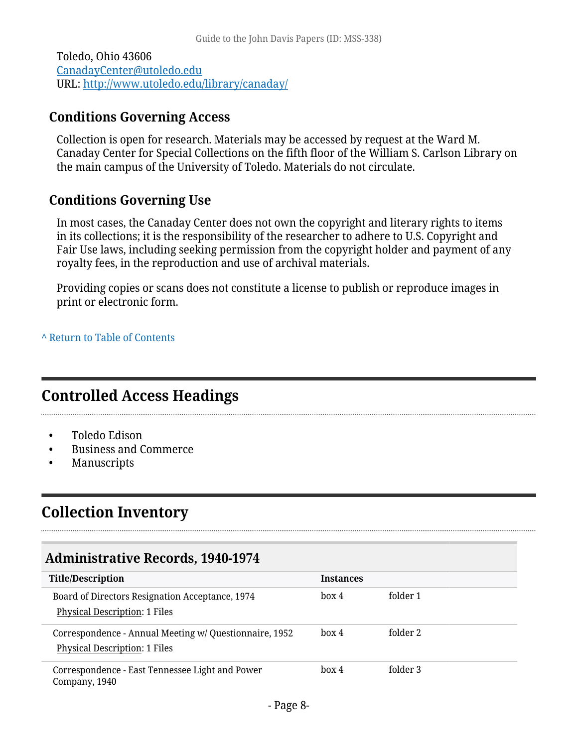Toledo, Ohio 43606
[CanadayCenter@utoledo.edu](mailto:CanadayCenter@utoledo.edu)
URL: [http://www.utoledo.edu/library/canaday/](http://www.utoledo.edu/library/canaday/)

### Conditions Governing Access

Collection is open for research. Materials may be accessed by request at the Ward M. Canaday Center for Special Collections on the fifth floor of the William S. Carlson Library on the main campus of the University of Toledo. Materials do not circulate.

### Conditions Governing Use

In most cases, the Canaday Center does not own the copyright and literary rights to items in its collections; it is the responsibility of the researcher to adhere to U.S. Copyright and Fair Use laws, including seeking permission from the copyright holder and payment of any royalty fees, in the reproduction and use of archival materials.

Providing copies or scans does not constitute a license to publish or reproduce images in print or electronic form.

^ Return to Table of Contents

## Controlled Access Headings

- Toledo Edison
- Business and Commerce
- Manuscripts

## Collection Inventory

### Administrative Records, 1940-1974

| Title/Description | Instances | |
|---|---|---|
| Board of Directors Resignation Acceptance, 1974<br>Physical Description: 1 Files | box 4 | folder 1 |
| Correspondence - Annual Meeting w/ Questionnaire, 1952<br>Physical Description: 1 Files | box 4 | folder 2 |
| Correspondence - East Tennessee Light and Power Company, 1940 | box 4 | folder 3 |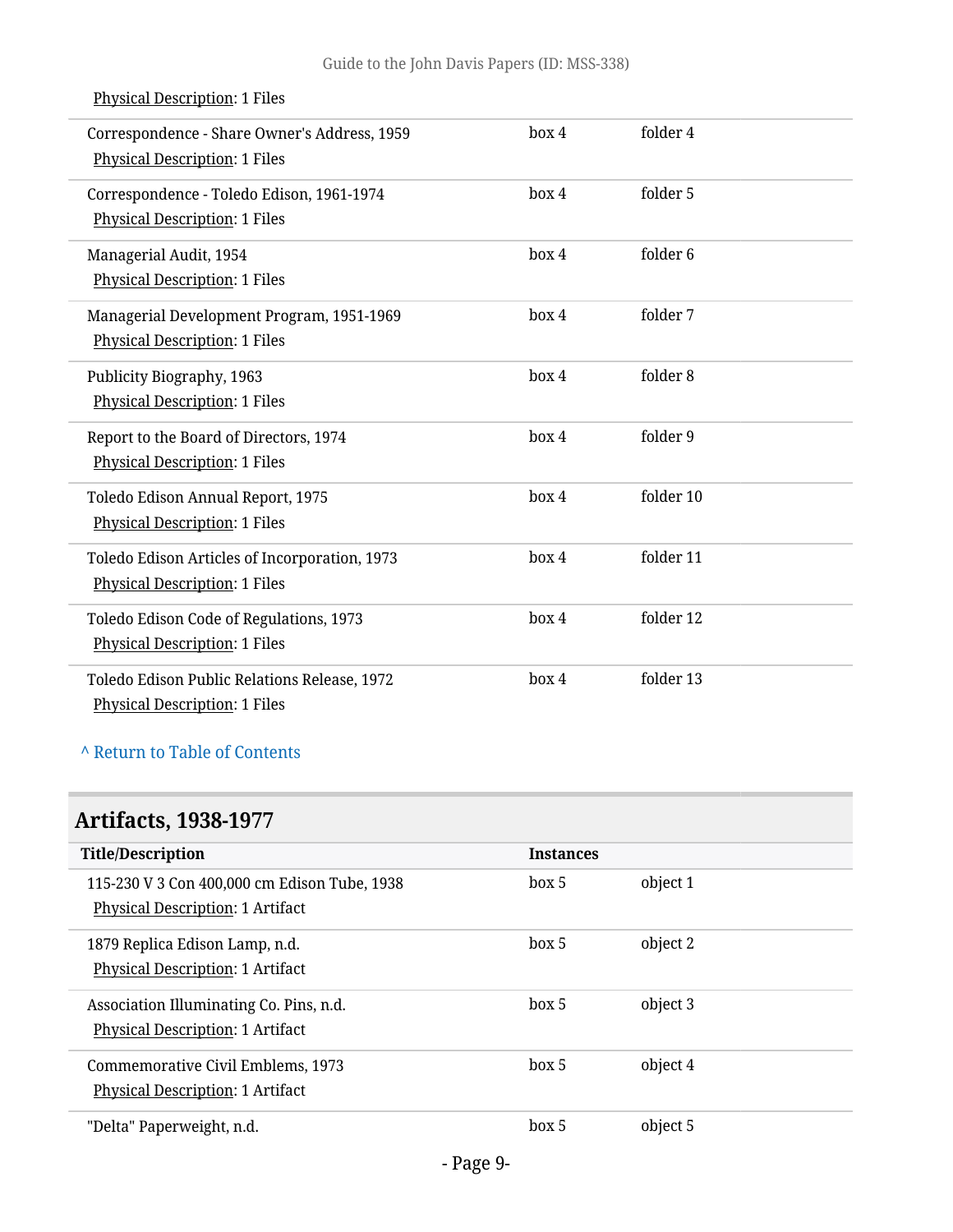Physical Description: 1 Files

| | | |
|---|---|---|
| Correspondence - Share Owner's Address, 1959<br>Physical Description: 1 Files | box 4 | folder 4 |
| Correspondence - Toledo Edison, 1961-1974<br>Physical Description: 1 Files | box 4 | folder 5 |
| Managerial Audit, 1954<br>Physical Description: 1 Files | box 4 | folder 6 |
| Managerial Development Program, 1951-1969<br>Physical Description: 1 Files | box 4 | folder 7 |
| Publicity Biography, 1963<br>Physical Description: 1 Files | box 4 | folder 8 |
| Report to the Board of Directors, 1974<br>Physical Description: 1 Files | box 4 | folder 9 |
| Toledo Edison Annual Report, 1975<br>Physical Description: 1 Files | box 4 | folder 10 |
| Toledo Edison Articles of Incorporation, 1973<br>Physical Description: 1 Files | box 4 | folder 11 |
| Toledo Edison Code of Regulations, 1973<br>Physical Description: 1 Files | box 4 | folder 12 |
| Toledo Edison Public Relations Release, 1972<br>Physical Description: 1 Files | box 4 | folder 13 |

^ Return to Table of Contents

## Artifacts, 1938-1977

| Title/Description | Instances | |
|---|---|---|
| 115-230 V 3 Con 400,000 cm Edison Tube, 1938<br>Physical Description: 1 Artifact | box 5 | object 1 |
| 1879 Replica Edison Lamp, n.d.<br>Physical Description: 1 Artifact | box 5 | object 2 |
| Association Illuminating Co. Pins, n.d.<br>Physical Description: 1 Artifact | box 5 | object 3 |
| Commemorative Civil Emblems, 1973<br>Physical Description: 1 Artifact | box 5 | object 4 |
| "Delta" Paperweight, n.d. | box 5 | object 5 |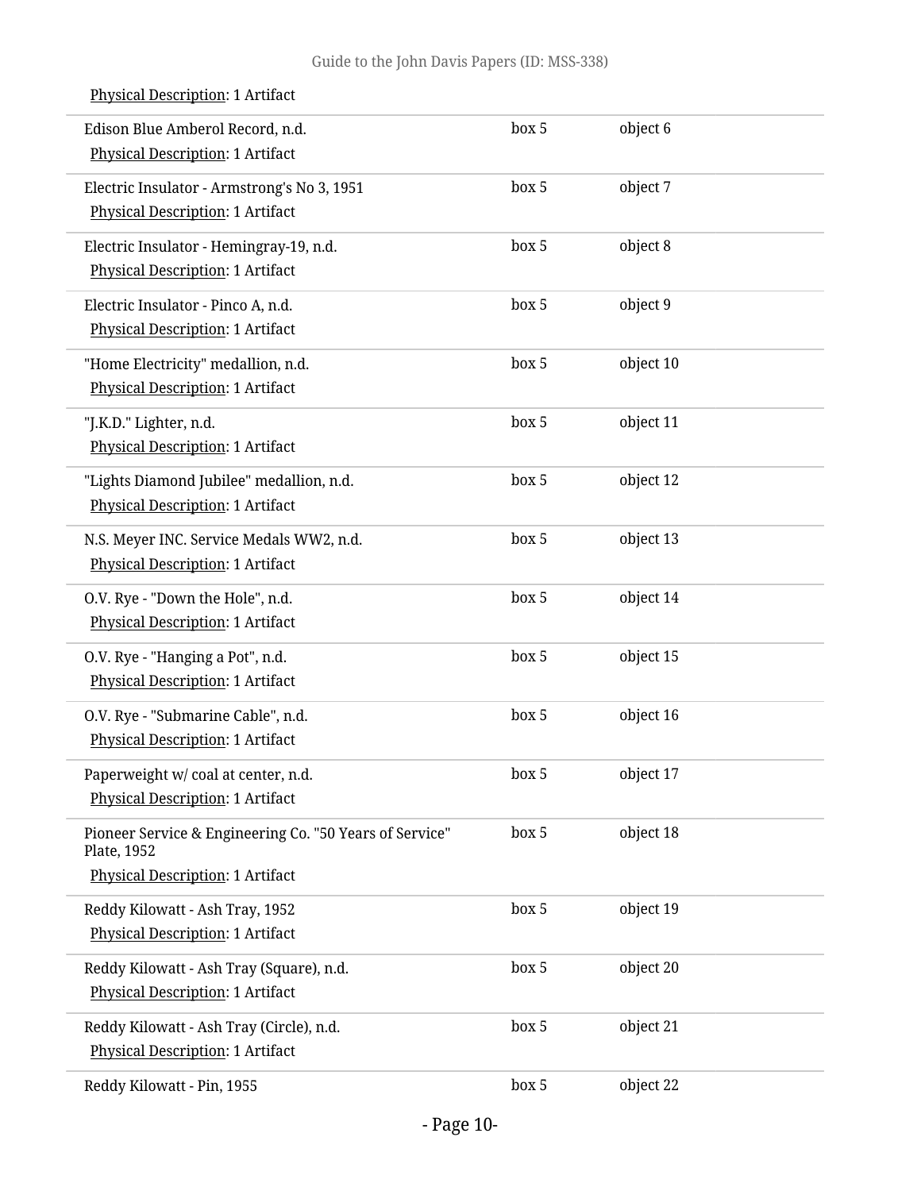Physical Description: 1 Artifact

| | | |
|---|---|---|
| Edison Blue Amberol Record, n.d.<br>Physical Description: 1 Artifact | box 5 | object 6 |
| Electric Insulator - Armstrong's No 3, 1951<br>Physical Description: 1 Artifact | box 5 | object 7 |
| Electric Insulator - Hemingray-19, n.d.<br>Physical Description: 1 Artifact | box 5 | object 8 |
| Electric Insulator - Pinco A, n.d.<br>Physical Description: 1 Artifact | box 5 | object 9 |
| "Home Electricity" medallion, n.d.<br>Physical Description: 1 Artifact | box 5 | object 10 |
| "J.K.D." Lighter, n.d.<br>Physical Description: 1 Artifact | box 5 | object 11 |
| "Lights Diamond Jubilee" medallion, n.d.<br>Physical Description: 1 Artifact | box 5 | object 12 |
| N.S. Meyer INC. Service Medals WW2, n.d.<br>Physical Description: 1 Artifact | box 5 | object 13 |
| O.V. Rye - "Down the Hole", n.d.<br>Physical Description: 1 Artifact | box 5 | object 14 |
| O.V. Rye - "Hanging a Pot", n.d.<br>Physical Description: 1 Artifact | box 5 | object 15 |
| O.V. Rye - "Submarine Cable", n.d.<br>Physical Description: 1 Artifact | box 5 | object 16 |
| Paperweight w/ coal at center, n.d.<br>Physical Description: 1 Artifact | box 5 | object 17 |
| Pioneer Service & Engineering Co. "50 Years of Service" Plate, 1952<br>Physical Description: 1 Artifact | box 5 | object 18 |
| Reddy Kilowatt - Ash Tray, 1952<br>Physical Description: 1 Artifact | box 5 | object 19 |
| Reddy Kilowatt - Ash Tray (Square), n.d.<br>Physical Description: 1 Artifact | box 5 | object 20 |
| Reddy Kilowatt - Ash Tray (Circle), n.d.<br>Physical Description: 1 Artifact | box 5 | object 21 |
| Reddy Kilowatt - Pin, 1955 | box 5 | object 22 |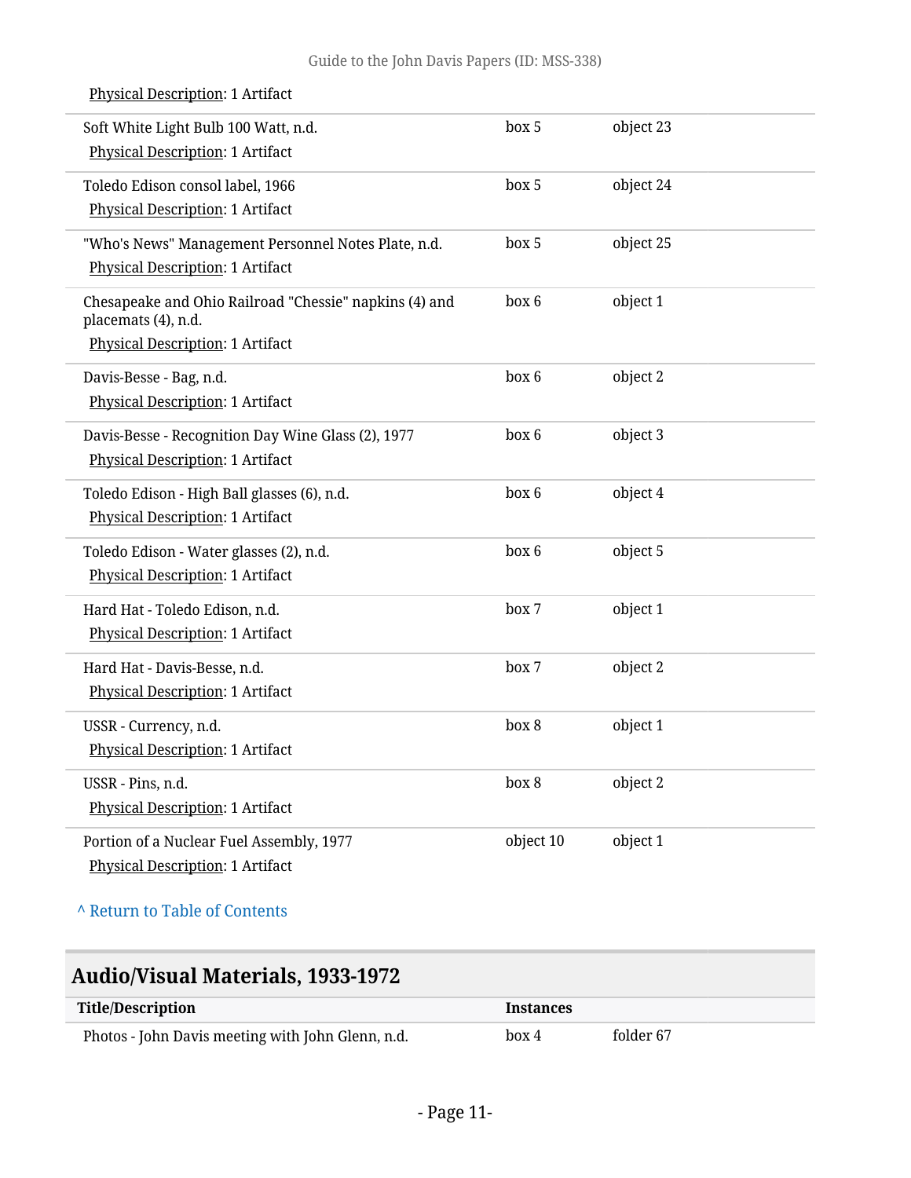Physical Description: 1 Artifact

| Title/Description | Instances | |
|---|---|---|
| Soft White Light Bulb 100 Watt, n.d.<br>Physical Description: 1 Artifact | box 5 | object 23 |
| Toledo Edison consol label, 1966<br>Physical Description: 1 Artifact | box 5 | object 24 |
| "Who's News" Management Personnel Notes Plate, n.d.<br>Physical Description: 1 Artifact | box 5 | object 25 |
| Chesapeake and Ohio Railroad "Chessie" napkins (4) and placemats (4), n.d.<br>Physical Description: 1 Artifact | box 6 | object 1 |
| Davis-Besse - Bag, n.d.<br>Physical Description: 1 Artifact | box 6 | object 2 |
| Davis-Besse - Recognition Day Wine Glass (2), 1977<br>Physical Description: 1 Artifact | box 6 | object 3 |
| Toledo Edison - High Ball glasses (6), n.d.<br>Physical Description: 1 Artifact | box 6 | object 4 |
| Toledo Edison - Water glasses (2), n.d.<br>Physical Description: 1 Artifact | box 6 | object 5 |
| Hard Hat - Toledo Edison, n.d.<br>Physical Description: 1 Artifact | box 7 | object 1 |
| Hard Hat - Davis-Besse, n.d.<br>Physical Description: 1 Artifact | box 7 | object 2 |
| USSR - Currency, n.d.<br>Physical Description: 1 Artifact | box 8 | object 1 |
| USSR - Pins, n.d.<br>Physical Description: 1 Artifact | box 8 | object 2 |
| Portion of a Nuclear Fuel Assembly, 1977<br>Physical Description: 1 Artifact | object 10 | object 1 |

^ Return to Table of Contents

## Audio/Visual Materials, 1933-1972

| Title/Description | Instances | |
|---|---|---|
| Photos - John Davis meeting with John Glenn, n.d. | box 4 | folder 67 |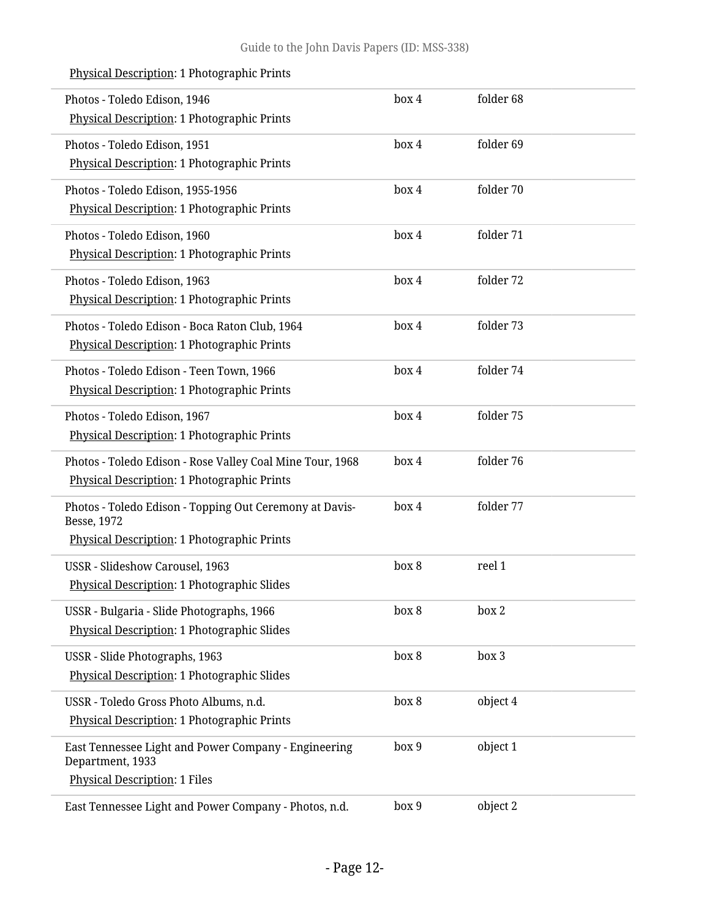Physical Description: 1 Photographic Prints

| | | |
|---|---|---|
| Photos - Toledo Edison, 1946<br>Physical Description: 1 Photographic Prints | box 4 | folder 68 |
| Photos - Toledo Edison, 1951<br>Physical Description: 1 Photographic Prints | box 4 | folder 69 |
| Photos - Toledo Edison, 1955-1956<br>Physical Description: 1 Photographic Prints | box 4 | folder 70 |
| Photos - Toledo Edison, 1960<br>Physical Description: 1 Photographic Prints | box 4 | folder 71 |
| Photos - Toledo Edison, 1963<br>Physical Description: 1 Photographic Prints | box 4 | folder 72 |
| Photos - Toledo Edison - Boca Raton Club, 1964<br>Physical Description: 1 Photographic Prints | box 4 | folder 73 |
| Photos - Toledo Edison - Teen Town, 1966<br>Physical Description: 1 Photographic Prints | box 4 | folder 74 |
| Photos - Toledo Edison, 1967<br>Physical Description: 1 Photographic Prints | box 4 | folder 75 |
| Photos - Toledo Edison - Rose Valley Coal Mine Tour, 1968<br>Physical Description: 1 Photographic Prints | box 4 | folder 76 |
| Photos - Toledo Edison - Topping Out Ceremony at Davis-Besse, 1972<br>Physical Description: 1 Photographic Prints | box 4 | folder 77 |
| USSR - Slideshow Carousel, 1963<br>Physical Description: 1 Photographic Slides | box 8 | reel 1 |
| USSR - Bulgaria - Slide Photographs, 1966<br>Physical Description: 1 Photographic Slides | box 8 | box 2 |
| USSR - Slide Photographs, 1963<br>Physical Description: 1 Photographic Slides | box 8 | box 3 |
| USSR - Toledo Gross Photo Albums, n.d.<br>Physical Description: 1 Photographic Prints | box 8 | object 4 |
| East Tennessee Light and Power Company - Engineering Department, 1933<br>Physical Description: 1 Files | box 9 | object 1 |
| East Tennessee Light and Power Company - Photos, n.d. | box 9 | object 2 |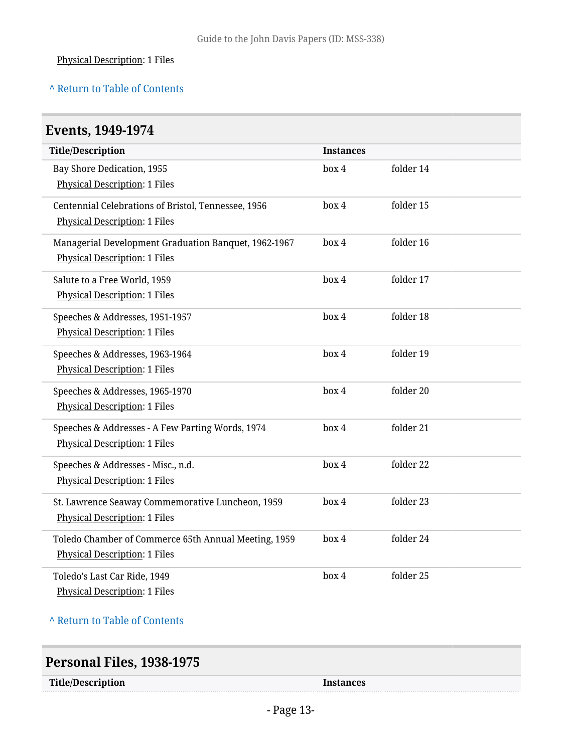Physical Description: 1 Files

^ Return to Table of Contents

## Events, 1949-1974

| Title/Description | Instances | |
| --- | --- | --- |
| Bay Shore Dedication, 1955<br>Physical Description: 1 Files | box 4 | folder 14 |
| Centennial Celebrations of Bristol, Tennessee, 1956<br>Physical Description: 1 Files | box 4 | folder 15 |
| Managerial Development Graduation Banquet, 1962-1967<br>Physical Description: 1 Files | box 4 | folder 16 |
| Salute to a Free World, 1959<br>Physical Description: 1 Files | box 4 | folder 17 |
| Speeches & Addresses, 1951-1957<br>Physical Description: 1 Files | box 4 | folder 18 |
| Speeches & Addresses, 1963-1964<br>Physical Description: 1 Files | box 4 | folder 19 |
| Speeches & Addresses, 1965-1970<br>Physical Description: 1 Files | box 4 | folder 20 |
| Speeches & Addresses - A Few Parting Words, 1974<br>Physical Description: 1 Files | box 4 | folder 21 |
| Speeches & Addresses - Misc., n.d.<br>Physical Description: 1 Files | box 4 | folder 22 |
| St. Lawrence Seaway Commemorative Luncheon, 1959<br>Physical Description: 1 Files | box 4 | folder 23 |
| Toledo Chamber of Commerce 65th Annual Meeting, 1959<br>Physical Description: 1 Files | box 4 | folder 24 |
| Toledo's Last Car Ride, 1949<br>Physical Description: 1 Files | box 4 | folder 25 |

^ Return to Table of Contents

## Personal Files, 1938-1975

| Title/Description | Instances |
| --- | --- |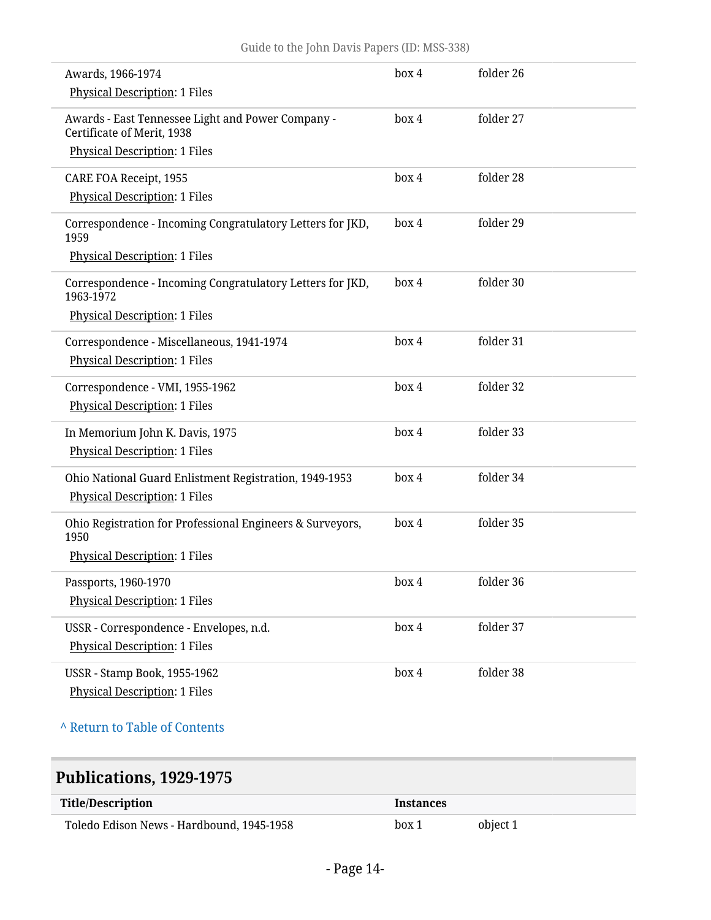| Title/Description | Instances | |
|---|---|---|
| Awards, 1966-1974<br>Physical Description: 1 Files | box 4 | folder 26 |
| Awards - East Tennessee Light and Power Company - Certificate of Merit, 1938<br>Physical Description: 1 Files | box 4 | folder 27 |
| CARE FOA Receipt, 1955<br>Physical Description: 1 Files | box 4 | folder 28 |
| Correspondence - Incoming Congratulatory Letters for JKD, 1959<br>Physical Description: 1 Files | box 4 | folder 29 |
| Correspondence - Incoming Congratulatory Letters for JKD, 1963-1972<br>Physical Description: 1 Files | box 4 | folder 30 |
| Correspondence - Miscellaneous, 1941-1974<br>Physical Description: 1 Files | box 4 | folder 31 |
| Correspondence - VMI, 1955-1962<br>Physical Description: 1 Files | box 4 | folder 32 |
| In Memorium John K. Davis, 1975<br>Physical Description: 1 Files | box 4 | folder 33 |
| Ohio National Guard Enlistment Registration, 1949-1953<br>Physical Description: 1 Files | box 4 | folder 34 |
| Ohio Registration for Professional Engineers & Surveyors, 1950<br>Physical Description: 1 Files | box 4 | folder 35 |
| Passports, 1960-1970<br>Physical Description: 1 Files | box 4 | folder 36 |
| USSR - Correspondence - Envelopes, n.d.<br>Physical Description: 1 Files | box 4 | folder 37 |
| USSR - Stamp Book, 1955-1962<br>Physical Description: 1 Files | box 4 | folder 38 |

^ Return to Table of Contents

## Publications, 1929-1975

| Title/Description | Instances | |
|---|---|---|
| Toledo Edison News - Hardbound, 1945-1958 | box 1 | object 1 |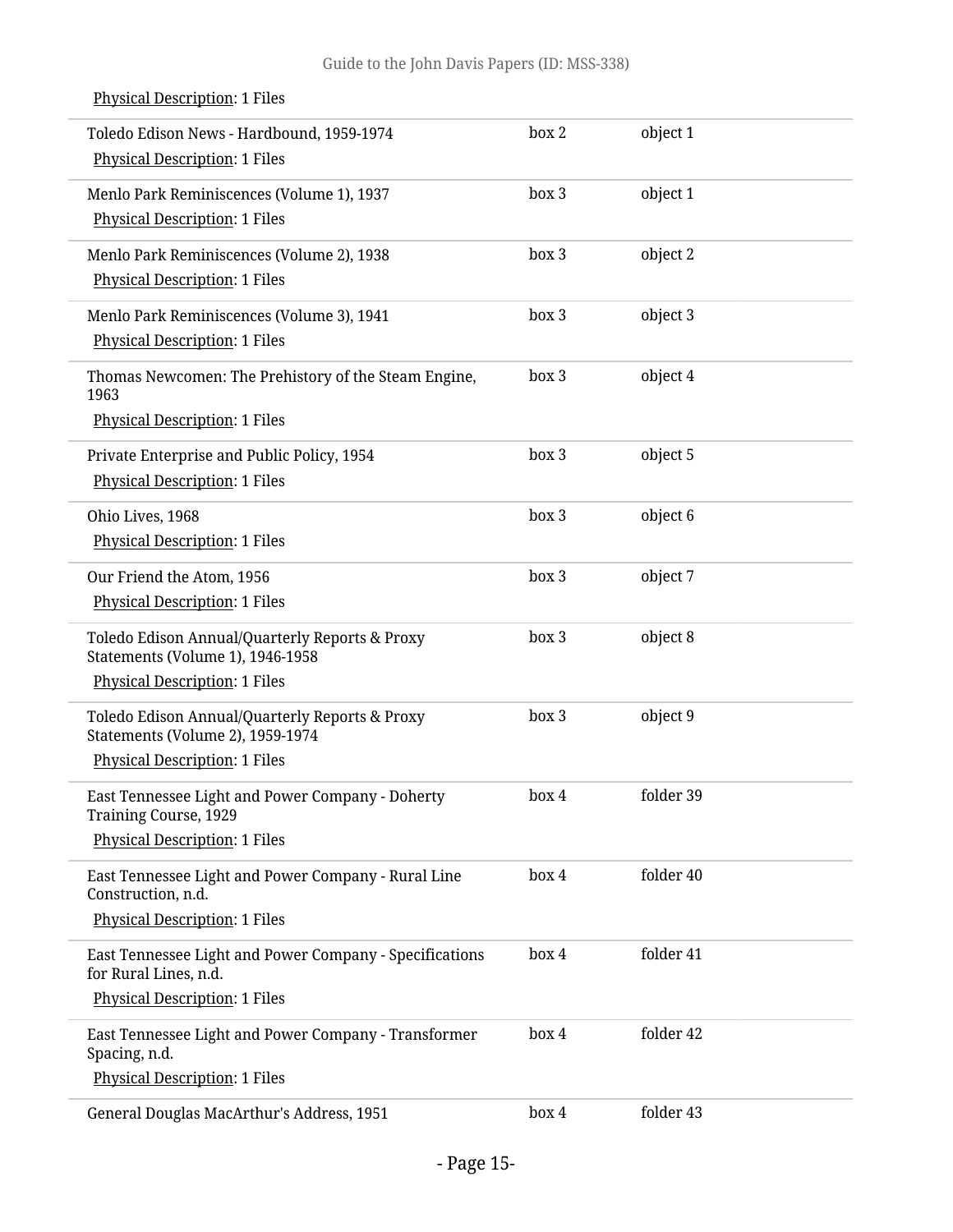Physical Description: 1 Files

| | | |
|---|---|---|
| Toledo Edison News - Hardbound, 1959-1974<br>Physical Description: 1 Files | box 2 | object 1 |
| Menlo Park Reminiscences (Volume 1), 1937<br>Physical Description: 1 Files | box 3 | object 1 |
| Menlo Park Reminiscences (Volume 2), 1938<br>Physical Description: 1 Files | box 3 | object 2 |
| Menlo Park Reminiscences (Volume 3), 1941<br>Physical Description: 1 Files | box 3 | object 3 |
| Thomas Newcomen: The Prehistory of the Steam Engine, 1963<br>Physical Description: 1 Files | box 3 | object 4 |
| Private Enterprise and Public Policy, 1954<br>Physical Description: 1 Files | box 3 | object 5 |
| Ohio Lives, 1968<br>Physical Description: 1 Files | box 3 | object 6 |
| Our Friend the Atom, 1956<br>Physical Description: 1 Files | box 3 | object 7 |
| Toledo Edison Annual/Quarterly Reports & Proxy Statements (Volume 1), 1946-1958<br>Physical Description: 1 Files | box 3 | object 8 |
| Toledo Edison Annual/Quarterly Reports & Proxy Statements (Volume 2), 1959-1974<br>Physical Description: 1 Files | box 3 | object 9 |
| East Tennessee Light and Power Company - Doherty Training Course, 1929<br>Physical Description: 1 Files | box 4 | folder 39 |
| East Tennessee Light and Power Company - Rural Line Construction, n.d.<br>Physical Description: 1 Files | box 4 | folder 40 |
| East Tennessee Light and Power Company - Specifications for Rural Lines, n.d.<br>Physical Description: 1 Files | box 4 | folder 41 |
| East Tennessee Light and Power Company - Transformer Spacing, n.d.<br>Physical Description: 1 Files | box 4 | folder 42 |
| General Douglas MacArthur's Address, 1951 | box 4 | folder 43 |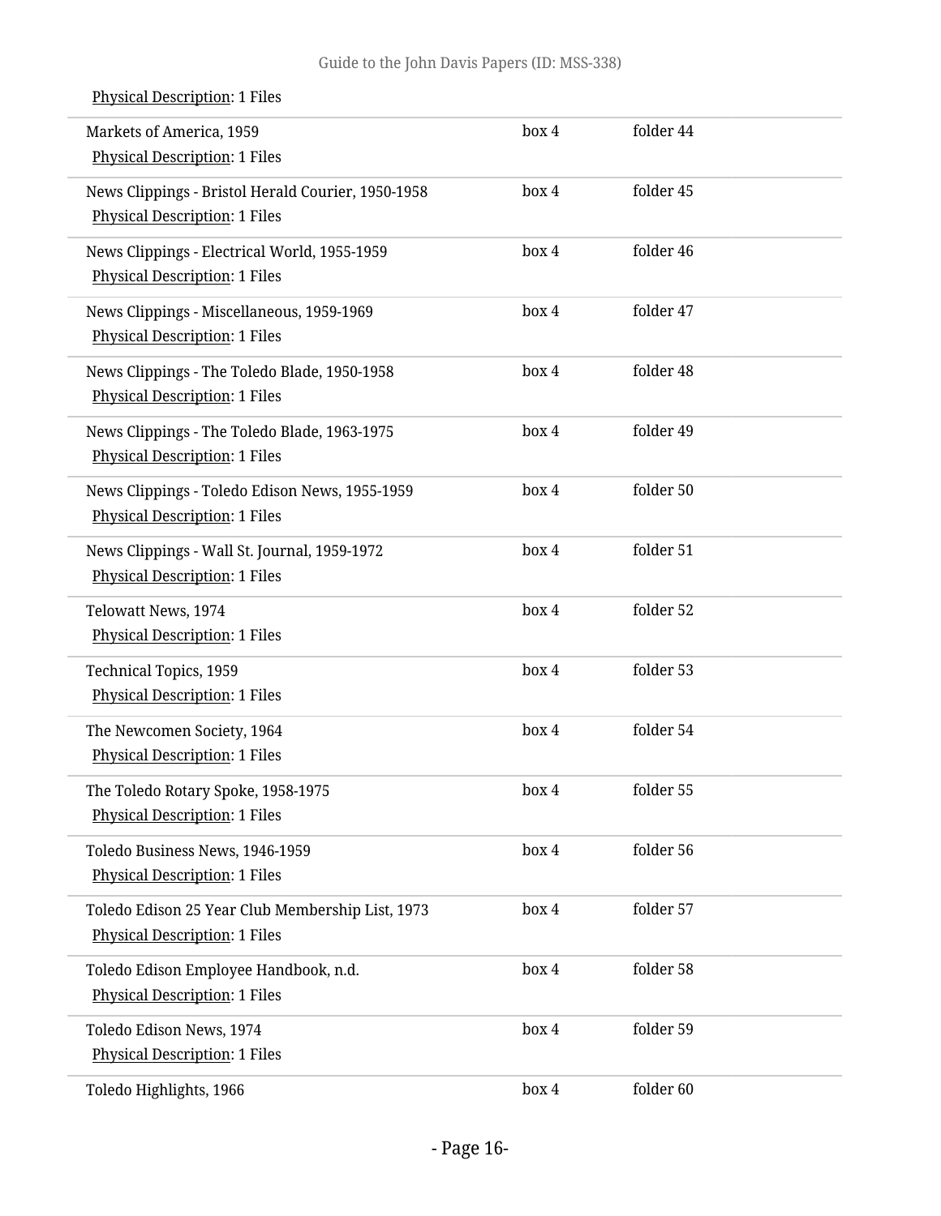Physical Description: 1 Files

| | | |
|---|---|---|
| Markets of America, 1959<br>Physical Description: 1 Files | box 4 | folder 44 |
| News Clippings - Bristol Herald Courier, 1950-1958<br>Physical Description: 1 Files | box 4 | folder 45 |
| News Clippings - Electrical World, 1955-1959<br>Physical Description: 1 Files | box 4 | folder 46 |
| News Clippings - Miscellaneous, 1959-1969<br>Physical Description: 1 Files | box 4 | folder 47 |
| News Clippings - The Toledo Blade, 1950-1958<br>Physical Description: 1 Files | box 4 | folder 48 |
| News Clippings - The Toledo Blade, 1963-1975<br>Physical Description: 1 Files | box 4 | folder 49 |
| News Clippings - Toledo Edison News, 1955-1959<br>Physical Description: 1 Files | box 4 | folder 50 |
| News Clippings - Wall St. Journal, 1959-1972<br>Physical Description: 1 Files | box 4 | folder 51 |
| Telowatt News, 1974<br>Physical Description: 1 Files | box 4 | folder 52 |
| Technical Topics, 1959<br>Physical Description: 1 Files | box 4 | folder 53 |
| The Newcomen Society, 1964<br>Physical Description: 1 Files | box 4 | folder 54 |
| The Toledo Rotary Spoke, 1958-1975<br>Physical Description: 1 Files | box 4 | folder 55 |
| Toledo Business News, 1946-1959<br>Physical Description: 1 Files | box 4 | folder 56 |
| Toledo Edison 25 Year Club Membership List, 1973<br>Physical Description: 1 Files | box 4 | folder 57 |
| Toledo Edison Employee Handbook, n.d.<br>Physical Description: 1 Files | box 4 | folder 58 |
| Toledo Edison News, 1974<br>Physical Description: 1 Files | box 4 | folder 59 |
| Toledo Highlights, 1966 | box 4 | folder 60 |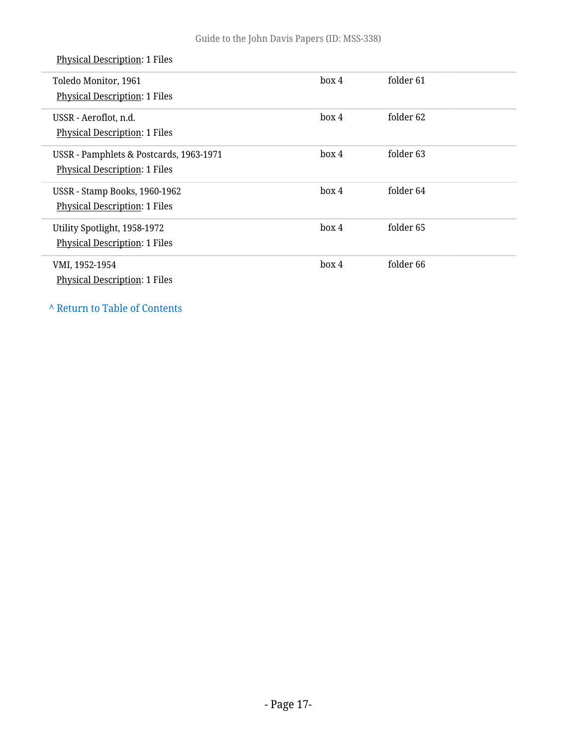Physical Description: 1 Files

| | | |
|---|---|---|
| Toledo Monitor, 1961<br>Physical Description: 1 Files | box 4 | folder 61 |
| USSR - Aeroflot, n.d.<br>Physical Description: 1 Files | box 4 | folder 62 |
| USSR - Pamphlets & Postcards, 1963-1971<br>Physical Description: 1 Files | box 4 | folder 63 |
| USSR - Stamp Books, 1960-1962<br>Physical Description: 1 Files | box 4 | folder 64 |
| Utility Spotlight, 1958-1972<br>Physical Description: 1 Files | box 4 | folder 65 |
| VMI, 1952-1954<br>Physical Description: 1 Files | box 4 | folder 66 |

^ Return to Table of Contents